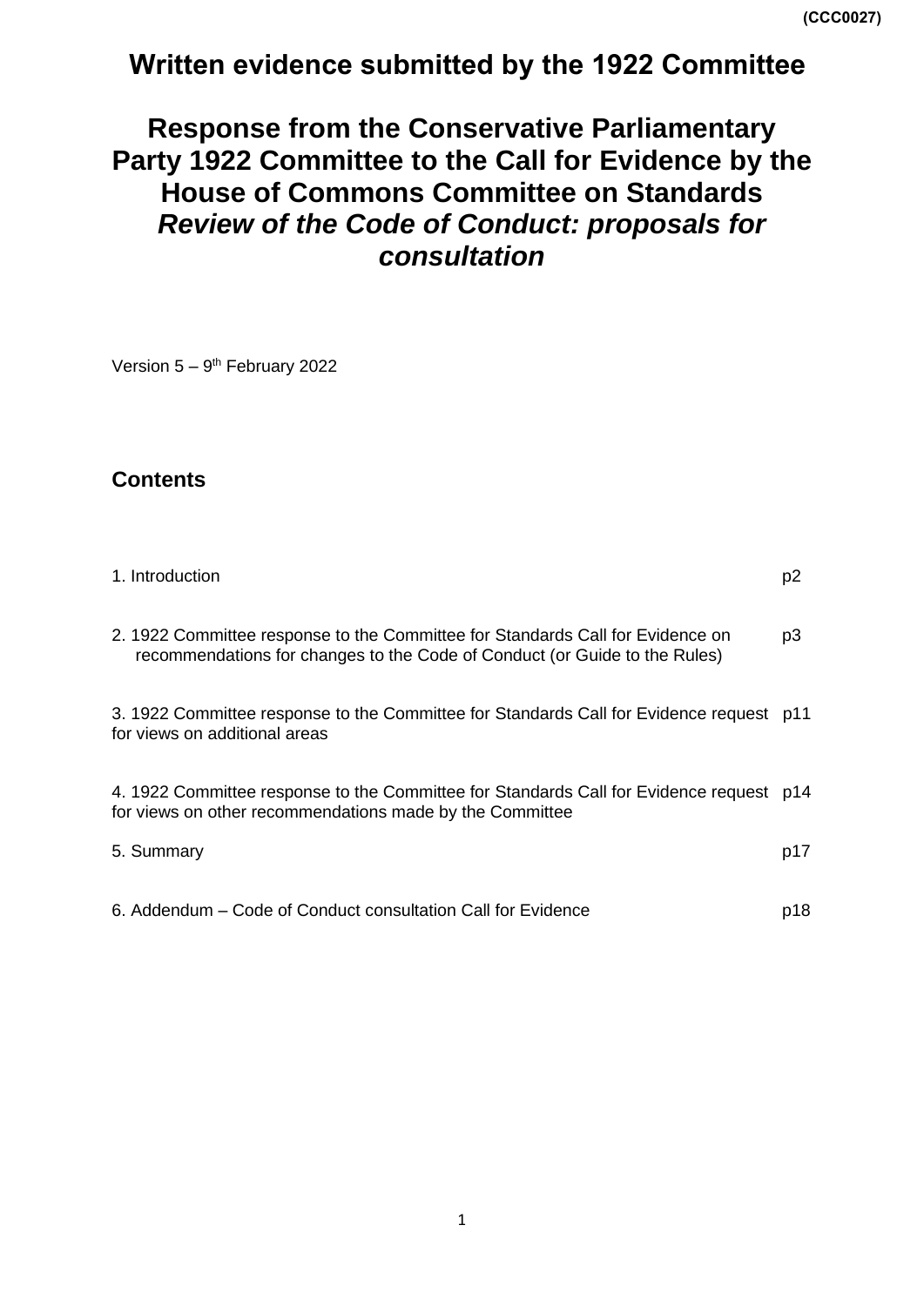(CCC0027)

# Written evidence submitted by the 1922 Committee

# Response from the Conservative Parliamentary Party 1922 Committee to the Call for Evidence by the House of Commons Committee on Standards *Review of the Code of Conduct: proposals for consultation*

Version 5 – 9th February 2022

## Contents

| | |
|---|---|
| 1. Introduction | p2 |
| 2. 1922 Committee response to the Committee for Standards Call for Evidence on recommendations for changes to the Code of Conduct (or Guide to the Rules) | p3 |
| 3. 1922 Committee response to the Committee for Standards Call for Evidence request for views on additional areas | p11 |
| 4. 1922 Committee response to the Committee for Standards Call for Evidence request for views on other recommendations made by the Committee | p14 |
| 5. Summary | p17 |
| 6. Addendum – Code of Conduct consultation Call for Evidence | p18 |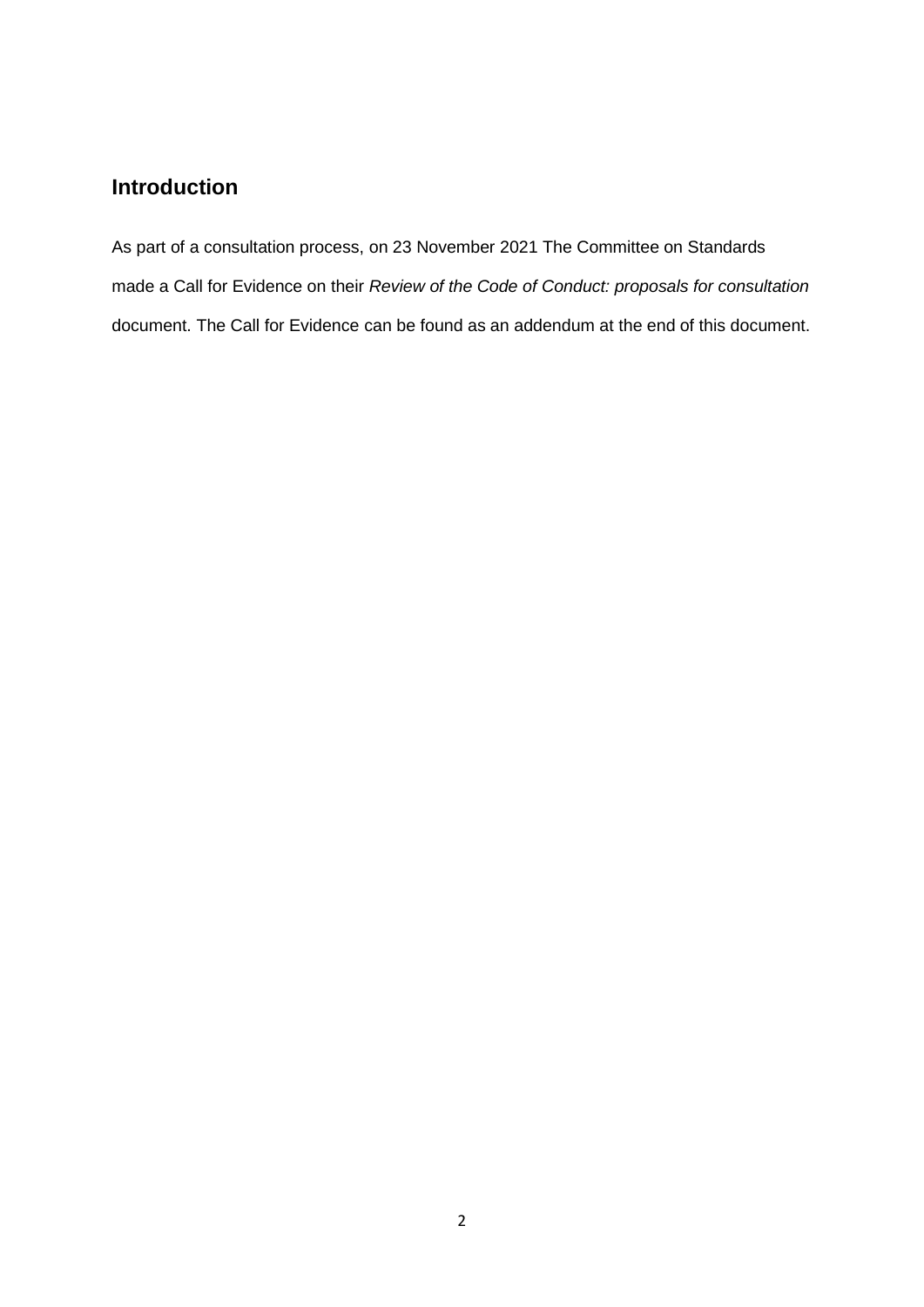## Introduction

As part of a consultation process, on 23 November 2021 The Committee on Standards made a Call for Evidence on their *Review of the Code of Conduct: proposals for consultation* document. The Call for Evidence can be found as an addendum at the end of this document.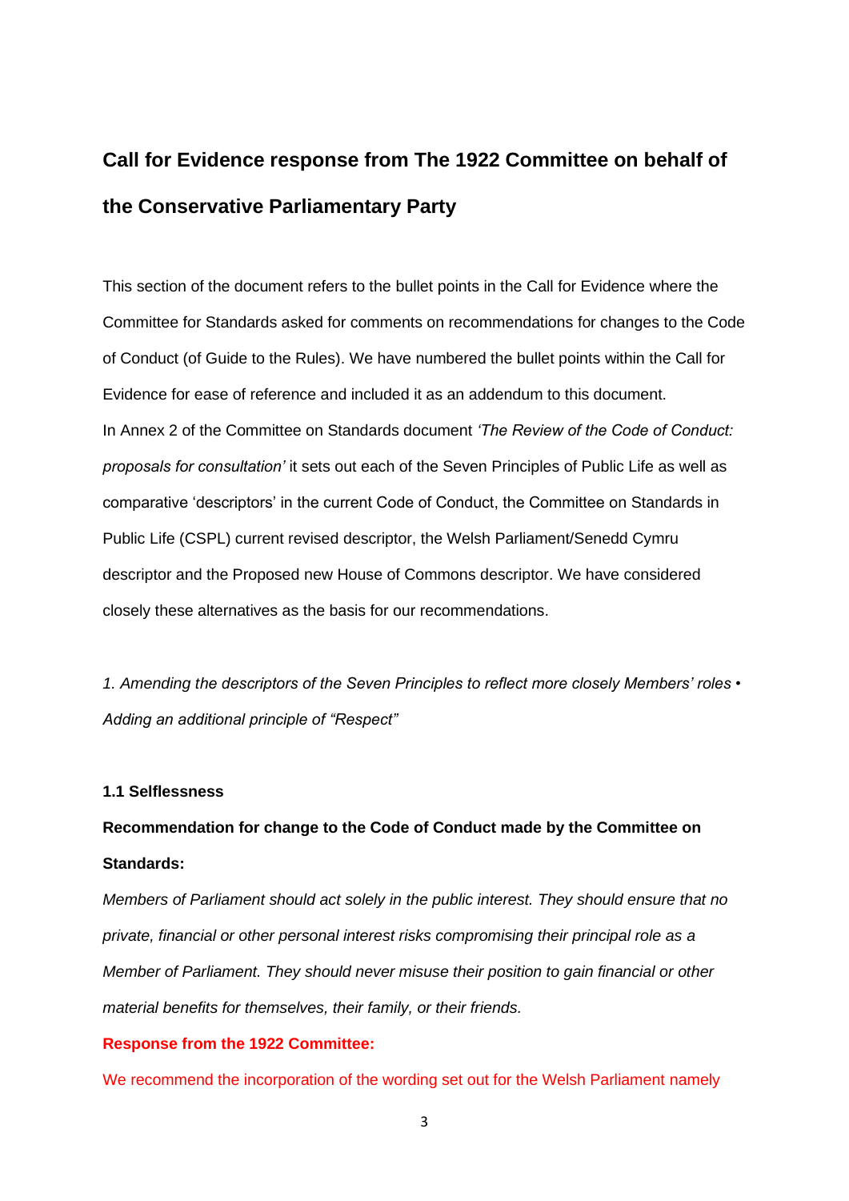## Call for Evidence response from The 1922 Committee on behalf of the Conservative Parliamentary Party

This section of the document refers to the bullet points in the Call for Evidence where the Committee for Standards asked for comments on recommendations for changes to the Code of Conduct (of Guide to the Rules). We have numbered the bullet points within the Call for Evidence for ease of reference and included it as an addendum to this document.

In Annex 2 of the Committee on Standards document *'The Review of the Code of Conduct: proposals for consultation'* it sets out each of the Seven Principles of Public Life as well as comparative 'descriptors' in the current Code of Conduct, the Committee on Standards in Public Life (CSPL) current revised descriptor, the Welsh Parliament/Senedd Cymru descriptor and the Proposed new House of Commons descriptor. We have considered closely these alternatives as the basis for our recommendations.

*1. Amending the descriptors of the Seven Principles to reflect more closely Members' roles • Adding an additional principle of "Respect"*

**1.1 Selflessness**

**Recommendation for change to the Code of Conduct made by the Committee on Standards:**

*Members of Parliament should act solely in the public interest. They should ensure that no private, financial or other personal interest risks compromising their principal role as a Member of Parliament. They should never misuse their position to gain financial or other material benefits for themselves, their family, or their friends.*

**Response from the 1922 Committee:**

We recommend the incorporation of the wording set out for the Welsh Parliament namely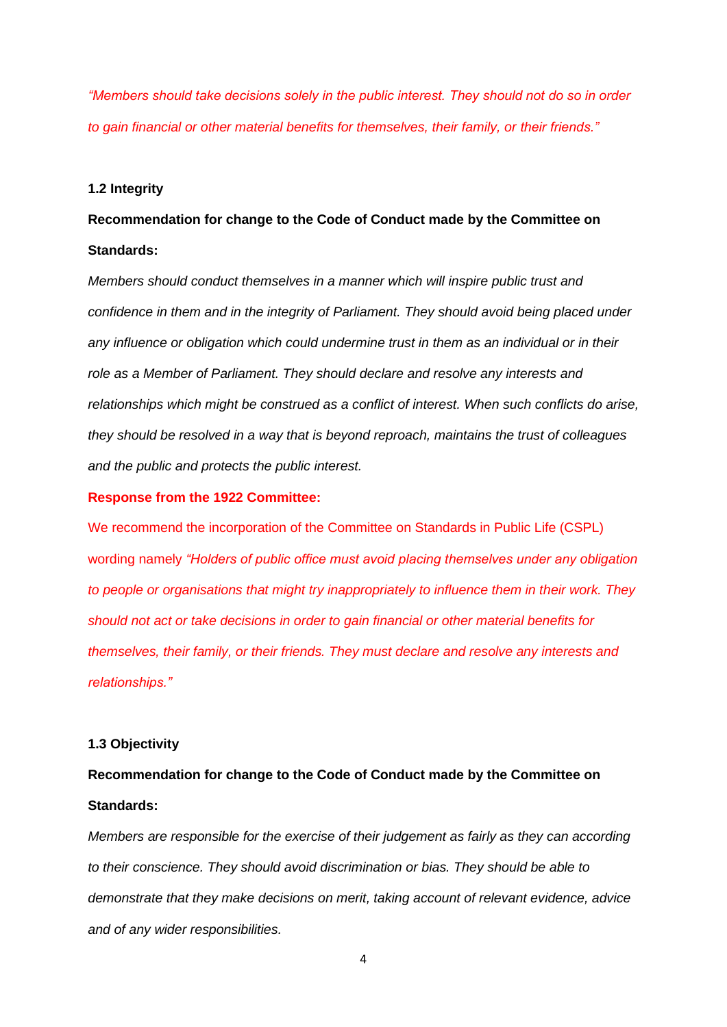*"Members should take decisions solely in the public interest. They should not do so in order to gain financial or other material benefits for themselves, their family, or their friends."*

### 1.2 Integrity

**Recommendation for change to the Code of Conduct made by the Committee on Standards:**

*Members should conduct themselves in a manner which will inspire public trust and confidence in them and in the integrity of Parliament. They should avoid being placed under any influence or obligation which could undermine trust in them as an individual or in their role as a Member of Parliament. They should declare and resolve any interests and relationships which might be construed as a conflict of interest. When such conflicts do arise, they should be resolved in a way that is beyond reproach, maintains the trust of colleagues and the public and protects the public interest.*

**Response from the 1922 Committee:**

We recommend the incorporation of the Committee on Standards in Public Life (CSPL) wording namely *"Holders of public office must avoid placing themselves under any obligation to people or organisations that might try inappropriately to influence them in their work. They should not act or take decisions in order to gain financial or other material benefits for themselves, their family, or their friends. They must declare and resolve any interests and relationships."*

### 1.3 Objectivity

**Recommendation for change to the Code of Conduct made by the Committee on Standards:**

*Members are responsible for the exercise of their judgement as fairly as they can according to their conscience. They should avoid discrimination or bias. They should be able to demonstrate that they make decisions on merit, taking account of relevant evidence, advice and of any wider responsibilities.*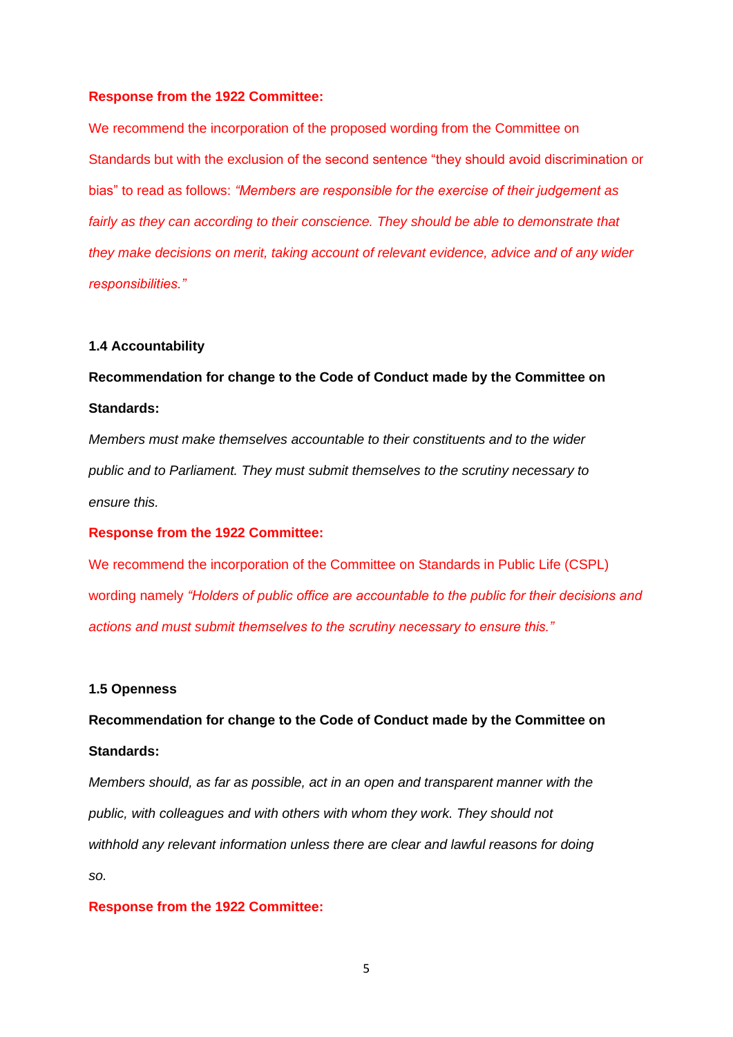**Response from the 1922 Committee:**

We recommend the incorporation of the proposed wording from the Committee on Standards but with the exclusion of the second sentence "they should avoid discrimination or bias" to read as follows: *"Members are responsible for the exercise of their judgement as fairly as they can according to their conscience. They should be able to demonstrate that they make decisions on merit, taking account of relevant evidence, advice and of any wider responsibilities."*

### 1.4 Accountability

**Recommendation for change to the Code of Conduct made by the Committee on Standards:**

*Members must make themselves accountable to their constituents and to the wider public and to Parliament. They must submit themselves to the scrutiny necessary to ensure this.*

**Response from the 1922 Committee:**

We recommend the incorporation of the Committee on Standards in Public Life (CSPL) wording namely *"Holders of public office are accountable to the public for their decisions and actions and must submit themselves to the scrutiny necessary to ensure this."*

### 1.5 Openness

**Recommendation for change to the Code of Conduct made by the Committee on Standards:**

*Members should, as far as possible, act in an open and transparent manner with the public, with colleagues and with others with whom they work. They should not withhold any relevant information unless there are clear and lawful reasons for doing so.*

**Response from the 1922 Committee:**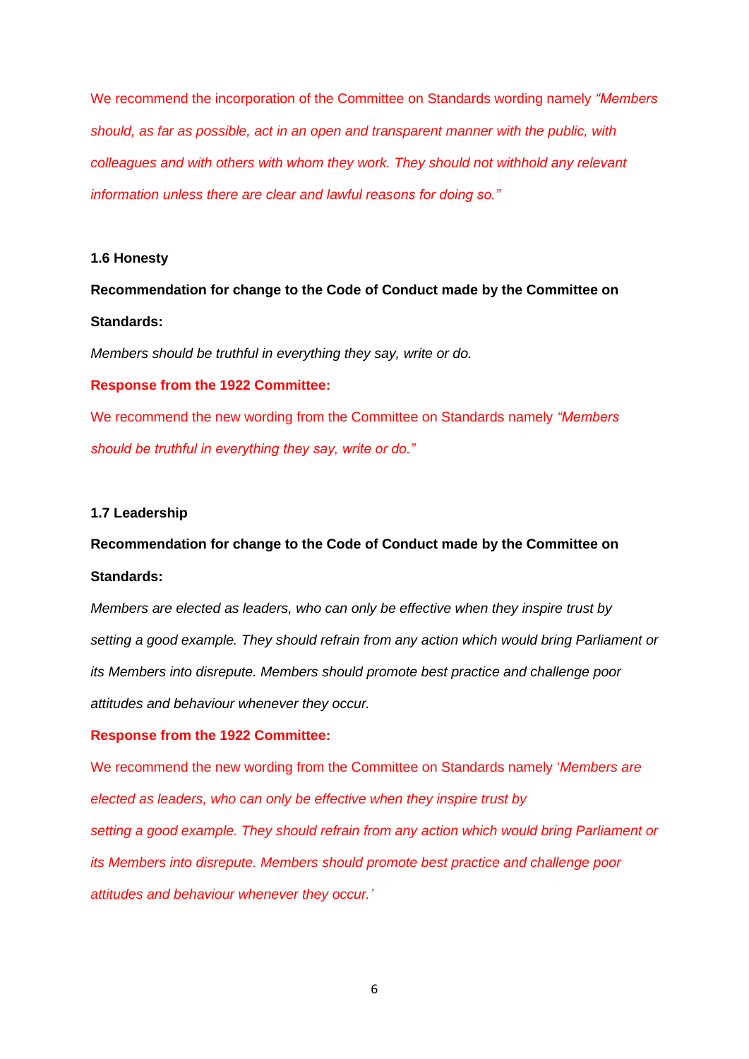We recommend the incorporation of the Committee on Standards wording namely *"Members should, as far as possible, act in an open and transparent manner with the public, with colleagues and with others with whom they work. They should not withhold any relevant information unless there are clear and lawful reasons for doing so."*

**1.6 Honesty**

**Recommendation for change to the Code of Conduct made by the Committee on Standards:**

*Members should be truthful in everything they say, write or do.*

**Response from the 1922 Committee:**

We recommend the new wording from the Committee on Standards namely *"Members should be truthful in everything they say, write or do."*

**1.7 Leadership**

**Recommendation for change to the Code of Conduct made by the Committee on Standards:**

*Members are elected as leaders, who can only be effective when they inspire trust by setting a good example. They should refrain from any action which would bring Parliament or its Members into disrepute. Members should promote best practice and challenge poor attitudes and behaviour whenever they occur.*

**Response from the 1922 Committee:**

We recommend the new wording from the Committee on Standards namely '*Members are elected as leaders, who can only be effective when they inspire trust by setting a good example. They should refrain from any action which would bring Parliament or its Members into disrepute. Members should promote best practice and challenge poor attitudes and behaviour whenever they occur.'*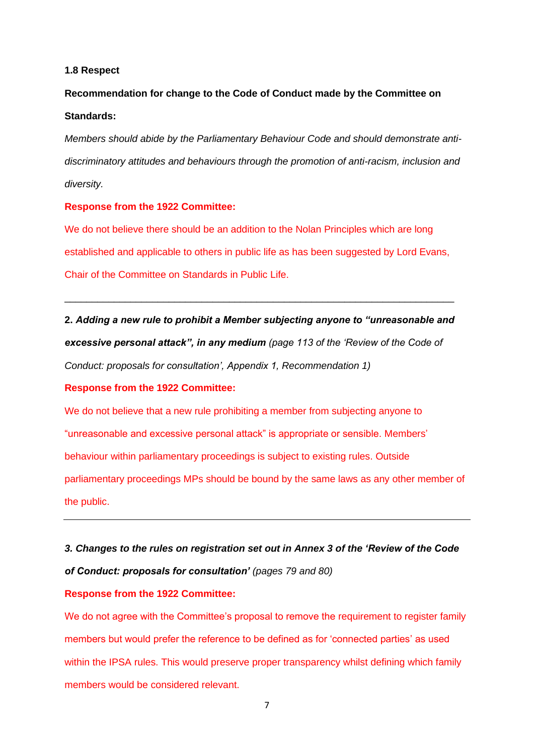**1.8 Respect**

**Recommendation for change to the Code of Conduct made by the Committee on Standards:**

*Members should abide by the Parliamentary Behaviour Code and should demonstrate anti-discriminatory attitudes and behaviours through the promotion of anti-racism, inclusion and diversity.*

**Response from the 1922 Committee:**

We do not believe there should be an addition to the Nolan Principles which are long established and applicable to others in public life as has been suggested by Lord Evans, Chair of the Committee on Standards in Public Life.

---

**2.** ***Adding a new rule to prohibit a Member subjecting anyone to "unreasonable and excessive personal attack", in any medium*** *(page 113 of the 'Review of the Code of Conduct: proposals for consultation', Appendix 1, Recommendation 1)*

**Response from the 1922 Committee:**

We do not believe that a new rule prohibiting a member from subjecting anyone to "unreasonable and excessive personal attack" is appropriate or sensible. Members' behaviour within parliamentary proceedings is subject to existing rules. Outside parliamentary proceedings MPs should be bound by the same laws as any other member of the public.

---

***3. Changes to the rules on registration set out in Annex 3 of the 'Review of the Code of Conduct: proposals for consultation'*** *(pages 79 and 80)*

**Response from the 1922 Committee:**

We do not agree with the Committee's proposal to remove the requirement to register family members but would prefer the reference to be defined as for 'connected parties' as used within the IPSA rules. This would preserve proper transparency whilst defining which family members would be considered relevant.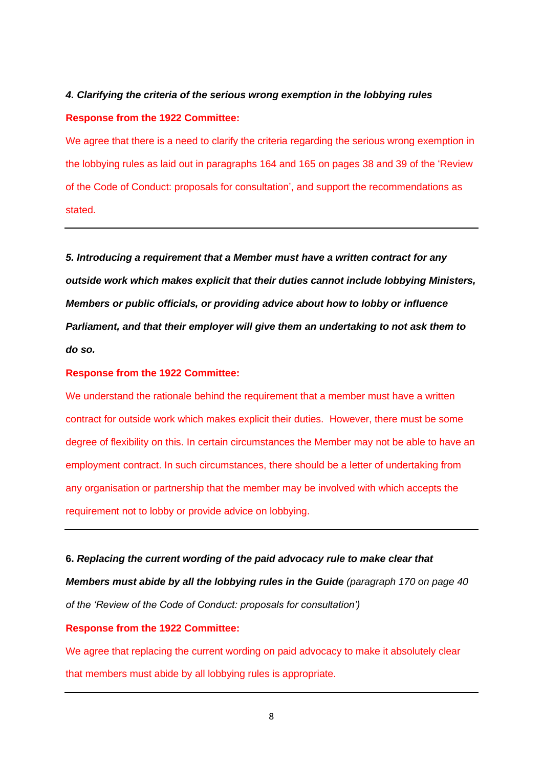***4. Clarifying the criteria of the serious wrong exemption in the lobbying rules***

**Response from the 1922 Committee:**

We agree that there is a need to clarify the criteria regarding the serious wrong exemption in the lobbying rules as laid out in paragraphs 164 and 165 on pages 38 and 39 of the 'Review of the Code of Conduct: proposals for consultation', and support the recommendations as stated.

---

***5. Introducing a requirement that a Member must have a written contract for any outside work which makes explicit that their duties cannot include lobbying Ministers, Members or public officials, or providing advice about how to lobby or influence Parliament, and that their employer will give them an undertaking to not ask them to do so.***

**Response from the 1922 Committee:**

We understand the rationale behind the requirement that a member must have a written contract for outside work which makes explicit their duties. However, there must be some degree of flexibility on this. In certain circumstances the Member may not be able to have an employment contract. In such circumstances, there should be a letter of undertaking from any organisation or partnership that the member may be involved with which accepts the requirement not to lobby or provide advice on lobbying.

---

**6.** ***Replacing the current wording of the paid advocacy rule to make clear that Members must abide by all the lobbying rules in the Guide*** *(paragraph 170 on page 40 of the 'Review of the Code of Conduct: proposals for consultation')*

**Response from the 1922 Committee:**

We agree that replacing the current wording on paid advocacy to make it absolutely clear that members must abide by all lobbying rules is appropriate.

---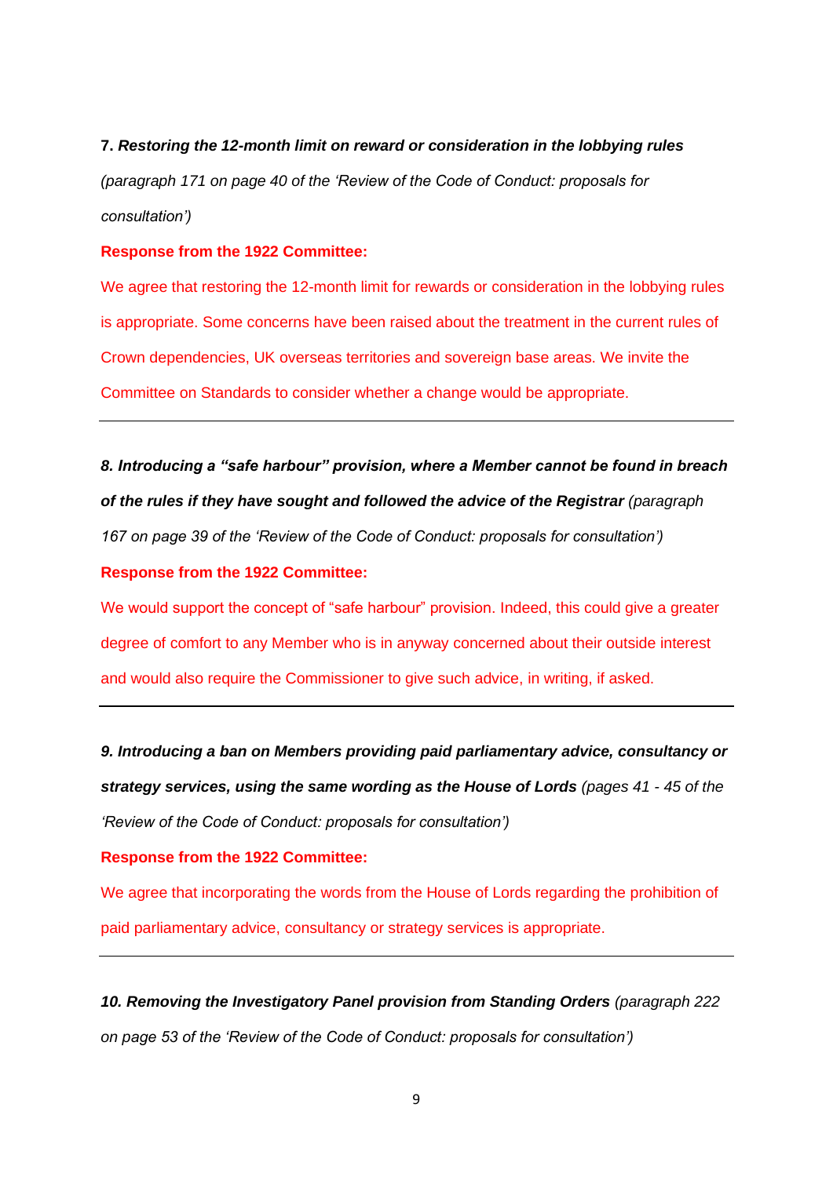**7. *Restoring the 12-month limit on reward or consideration in the lobbying rules*** *(paragraph 171 on page 40 of the 'Review of the Code of Conduct: proposals for consultation')*

**Response from the 1922 Committee:**

We agree that restoring the 12-month limit for rewards or consideration in the lobbying rules is appropriate. Some concerns have been raised about the treatment in the current rules of Crown dependencies, UK overseas territories and sovereign base areas. We invite the Committee on Standards to consider whether a change would be appropriate.

---

***8. Introducing a "safe harbour" provision, where a Member cannot be found in breach of the rules if they have sought and followed the advice of the Registrar*** *(paragraph 167 on page 39 of the 'Review of the Code of Conduct: proposals for consultation')*

**Response from the 1922 Committee:**

We would support the concept of "safe harbour" provision. Indeed, this could give a greater degree of comfort to any Member who is in anyway concerned about their outside interest and would also require the Commissioner to give such advice, in writing, if asked.

---

***9. Introducing a ban on Members providing paid parliamentary advice, consultancy or strategy services, using the same wording as the House of Lords*** *(pages 41 - 45 of the 'Review of the Code of Conduct: proposals for consultation')*

**Response from the 1922 Committee:**

We agree that incorporating the words from the House of Lords regarding the prohibition of paid parliamentary advice, consultancy or strategy services is appropriate.

---

***10. Removing the Investigatory Panel provision from Standing Orders*** *(paragraph 222 on page 53 of the 'Review of the Code of Conduct: proposals for consultation')*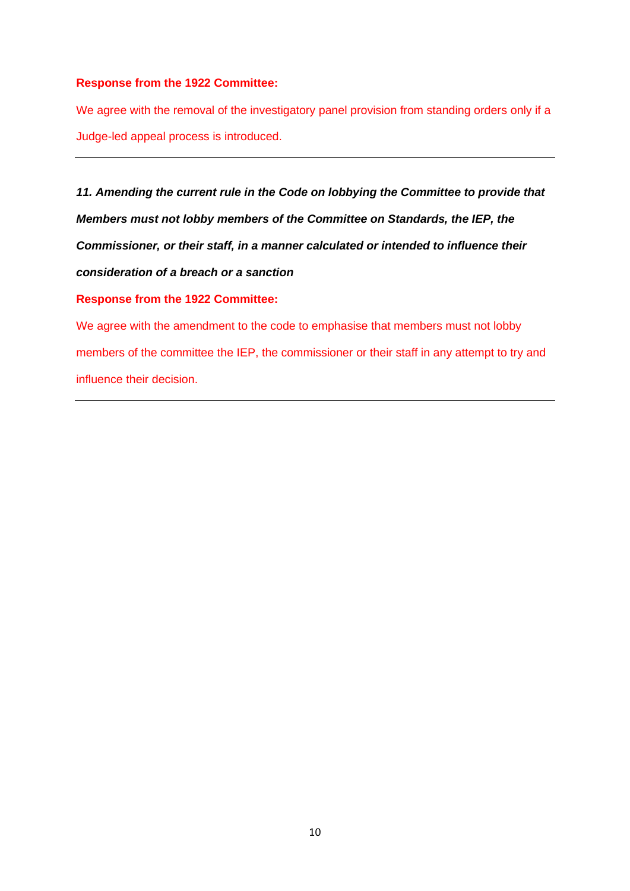**Response from the 1922 Committee:**

We agree with the removal of the investigatory panel provision from standing orders only if a Judge-led appeal process is introduced.

---

***11. Amending the current rule in the Code on lobbying the Committee to provide that Members must not lobby members of the Committee on Standards, the IEP, the Commissioner, or their staff, in a manner calculated or intended to influence their consideration of a breach or a sanction***

**Response from the 1922 Committee:**

We agree with the amendment to the code to emphasise that members must not lobby members of the committee the IEP, the commissioner or their staff in any attempt to try and influence their decision.

---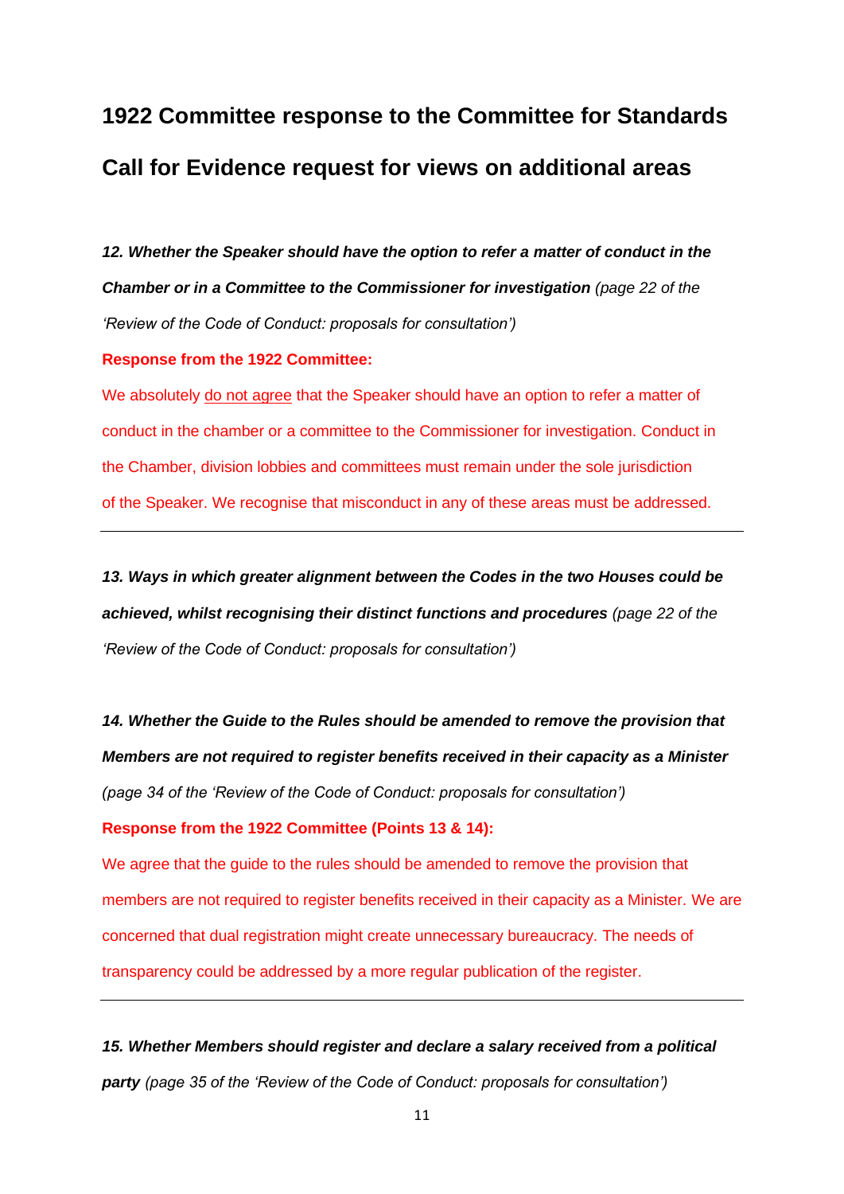# 1922 Committee response to the Committee for Standards Call for Evidence request for views on additional areas

***12. Whether the Speaker should have the option to refer a matter of conduct in the Chamber or in a Committee to the Commissioner for investigation** (page 22 of the 'Review of the Code of Conduct: proposals for consultation')*

**Response from the 1922 Committee:**

We absolutely <u>do not agree</u> that the Speaker should have an option to refer a matter of conduct in the chamber or a committee to the Commissioner for investigation. Conduct in the Chamber, division lobbies and committees must remain under the sole jurisdiction of the Speaker. We recognise that misconduct in any of these areas must be addressed.

---

***13. Ways in which greater alignment between the Codes in the two Houses could be achieved, whilst recognising their distinct functions and procedures** (page 22 of the 'Review of the Code of Conduct: proposals for consultation')*

***14. Whether the Guide to the Rules should be amended to remove the provision that Members are not required to register benefits received in their capacity as a Minister** (page 34 of the 'Review of the Code of Conduct: proposals for consultation')*

**Response from the 1922 Committee (Points 13 & 14):**

We agree that the guide to the rules should be amended to remove the provision that members are not required to register benefits received in their capacity as a Minister. We are concerned that dual registration might create unnecessary bureaucracy. The needs of transparency could be addressed by a more regular publication of the register.

---

***15. Whether Members should register and declare a salary received from a political party** (page 35 of the 'Review of the Code of Conduct: proposals for consultation')*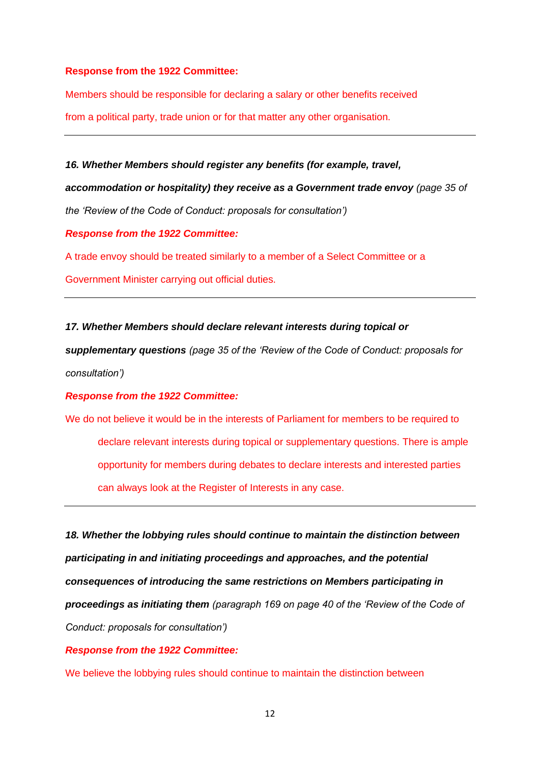**Response from the 1922 Committee:**

Members should be responsible for declaring a salary or other benefits received from a political party, trade union or for that matter any other organisation.

---

***16. Whether Members should register any benefits (for example, travel, accommodation or hospitality) they receive as a Government trade envoy*** *(page 35 of the 'Review of the Code of Conduct: proposals for consultation')*

***Response from the 1922 Committee:***

A trade envoy should be treated similarly to a member of a Select Committee or a Government Minister carrying out official duties.

---

***17. Whether Members should declare relevant interests during topical or supplementary questions*** *(page 35 of the 'Review of the Code of Conduct: proposals for consultation')*

***Response from the 1922 Committee:***

We do not believe it would be in the interests of Parliament for members to be required to declare relevant interests during topical or supplementary questions. There is ample opportunity for members during debates to declare interests and interested parties can always look at the Register of Interests in any case.

---

***18. Whether the lobbying rules should continue to maintain the distinction between participating in and initiating proceedings and approaches, and the potential consequences of introducing the same restrictions on Members participating in proceedings as initiating them*** *(paragraph 169 on page 40 of the 'Review of the Code of Conduct: proposals for consultation')*

***Response from the 1922 Committee:***

We believe the lobbying rules should continue to maintain the distinction between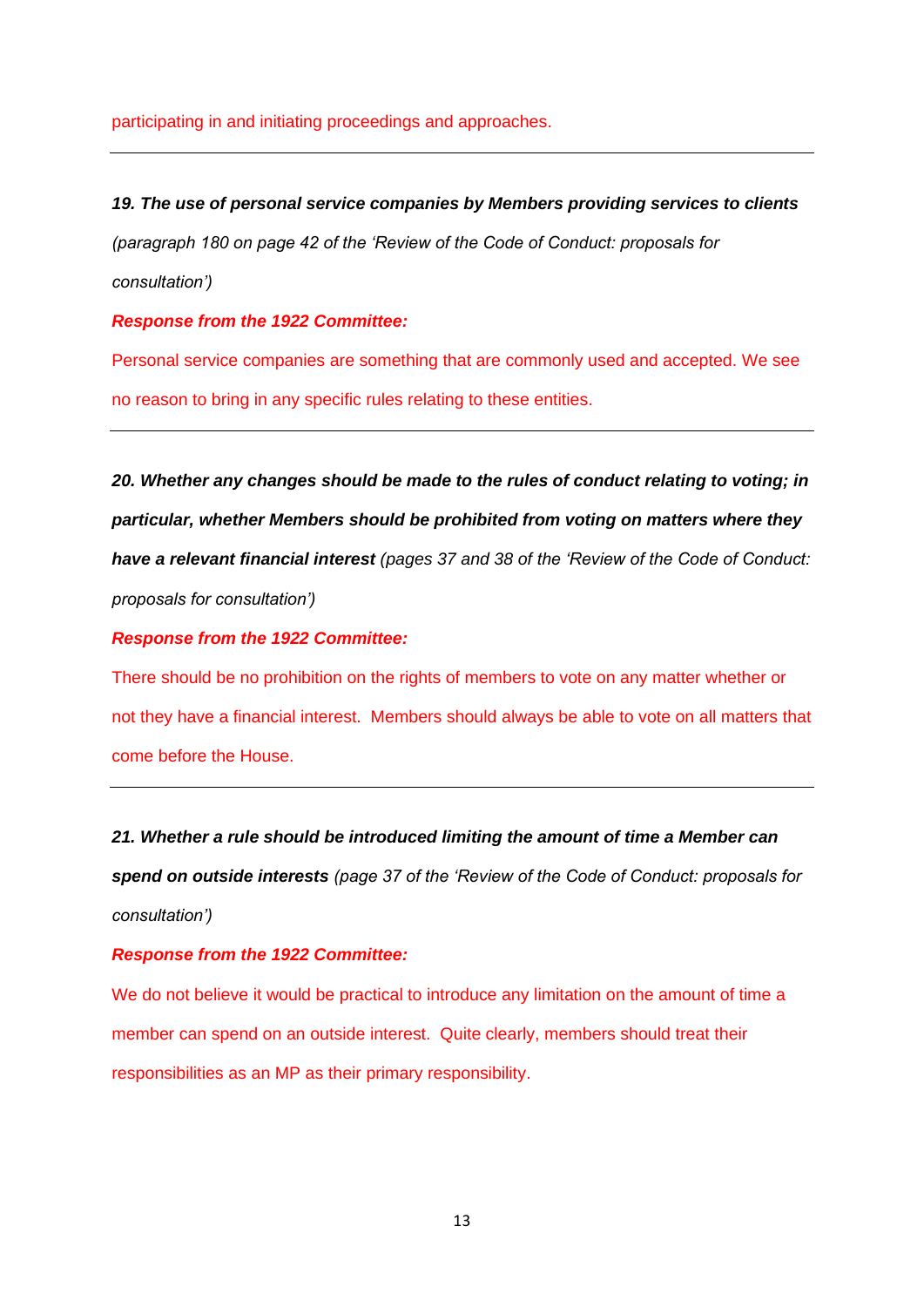participating in and initiating proceedings and approaches.

---

***19. The use of personal service companies by Members providing services to clients*** *(paragraph 180 on page 42 of the 'Review of the Code of Conduct: proposals for consultation')*

***Response from the 1922 Committee:***

Personal service companies are something that are commonly used and accepted. We see no reason to bring in any specific rules relating to these entities.

---

***20. Whether any changes should be made to the rules of conduct relating to voting; in particular, whether Members should be prohibited from voting on matters where they have a relevant financial interest*** *(pages 37 and 38 of the 'Review of the Code of Conduct: proposals for consultation')*

***Response from the 1922 Committee:***

There should be no prohibition on the rights of members to vote on any matter whether or not they have a financial interest. Members should always be able to vote on all matters that come before the House.

---

***21. Whether a rule should be introduced limiting the amount of time a Member can spend on outside interests*** *(page 37 of the 'Review of the Code of Conduct: proposals for consultation')*

***Response from the 1922 Committee:***

We do not believe it would be practical to introduce any limitation on the amount of time a member can spend on an outside interest. Quite clearly, members should treat their responsibilities as an MP as their primary responsibility.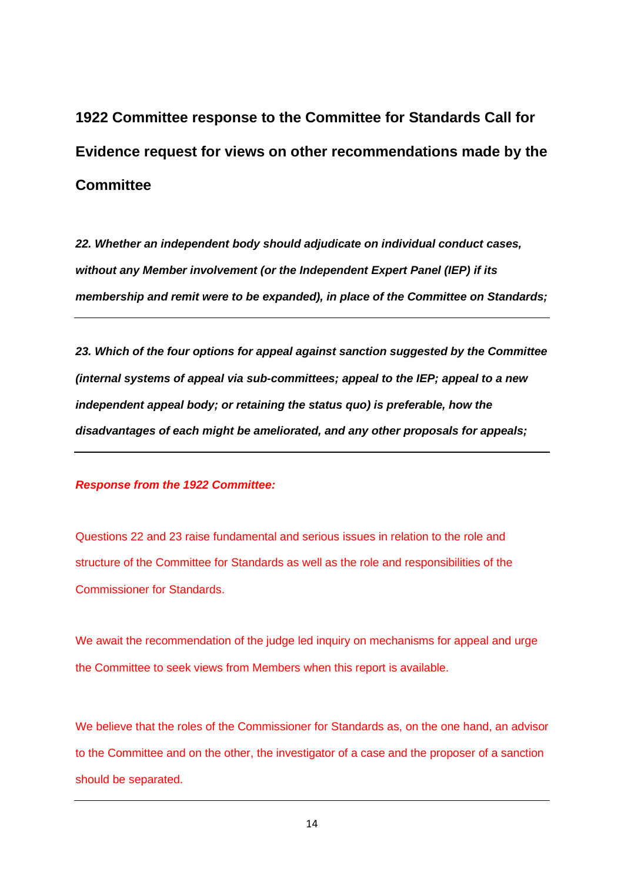**1922 Committee response to the Committee for Standards Call for Evidence request for views on other recommendations made by the Committee**

***22. Whether an independent body should adjudicate on individual conduct cases, without any Member involvement (or the Independent Expert Panel (IEP) if its membership and remit were to be expanded), in place of the Committee on Standards;***

---

***23. Which of the four options for appeal against sanction suggested by the Committee (internal systems of appeal via sub-committees; appeal to the IEP; appeal to a new independent appeal body; or retaining the status quo) is preferable, how the disadvantages of each might be ameliorated, and any other proposals for appeals;***

---

***Response from the 1922 Committee:***

Questions 22 and 23 raise fundamental and serious issues in relation to the role and structure of the Committee for Standards as well as the role and responsibilities of the Commissioner for Standards.

We await the recommendation of the judge led inquiry on mechanisms for appeal and urge the Committee to seek views from Members when this report is available.

We believe that the roles of the Commissioner for Standards as, on the one hand, an advisor to the Committee and on the other, the investigator of a case and the proposer of a sanction should be separated.

---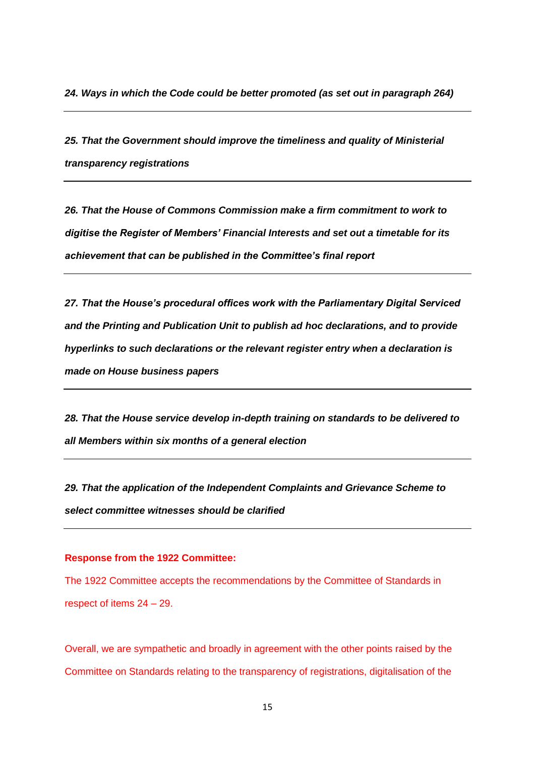*24. Ways in which the Code could be better promoted (as set out in paragraph 264)*

---

*25. That the Government should improve the timeliness and quality of Ministerial transparency registrations*

---

*26. That the House of Commons Commission make a firm commitment to work to digitise the Register of Members' Financial Interests and set out a timetable for its achievement that can be published in the Committee's final report*

---

*27. That the House's procedural offices work with the Parliamentary Digital Serviced and the Printing and Publication Unit to publish ad hoc declarations, and to provide hyperlinks to such declarations or the relevant register entry when a declaration is made on House business papers*

---

*28. That the House service develop in-depth training on standards to be delivered to all Members within six months of a general election*

---

*29. That the application of the Independent Complaints and Grievance Scheme to select committee witnesses should be clarified*

---

**Response from the 1922 Committee:**

The 1922 Committee accepts the recommendations by the Committee of Standards in respect of items 24 – 29.

Overall, we are sympathetic and broadly in agreement with the other points raised by the Committee on Standards relating to the transparency of registrations, digitalisation of the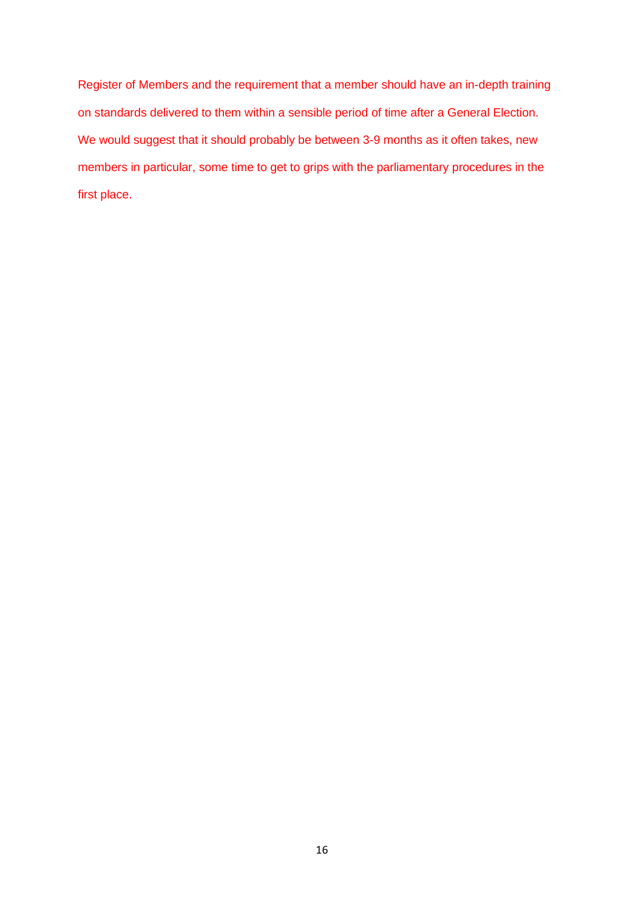Register of Members and the requirement that a member should have an in-depth training on standards delivered to them within a sensible period of time after a General Election. We would suggest that it should probably be between 3-9 months as it often takes, new members in particular, some time to get to grips with the parliamentary procedures in the first place.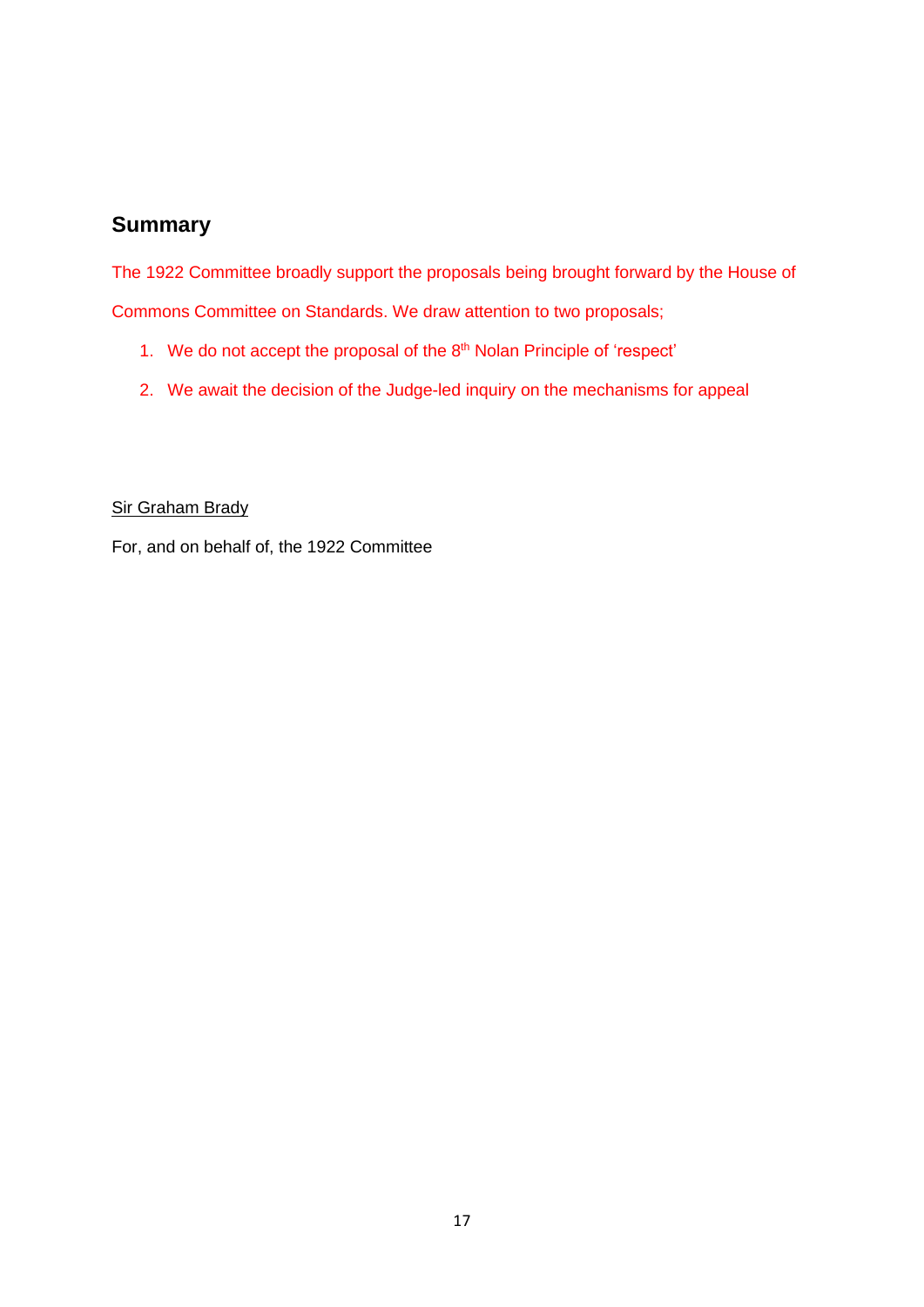## Summary

The 1922 Committee broadly support the proposals being brought forward by the House of Commons Committee on Standards. We draw attention to two proposals;

1. We do not accept the proposal of the 8th Nolan Principle of 'respect'
2. We await the decision of the Judge-led inquiry on the mechanisms for appeal

Sir Graham Brady

For, and on behalf of, the 1922 Committee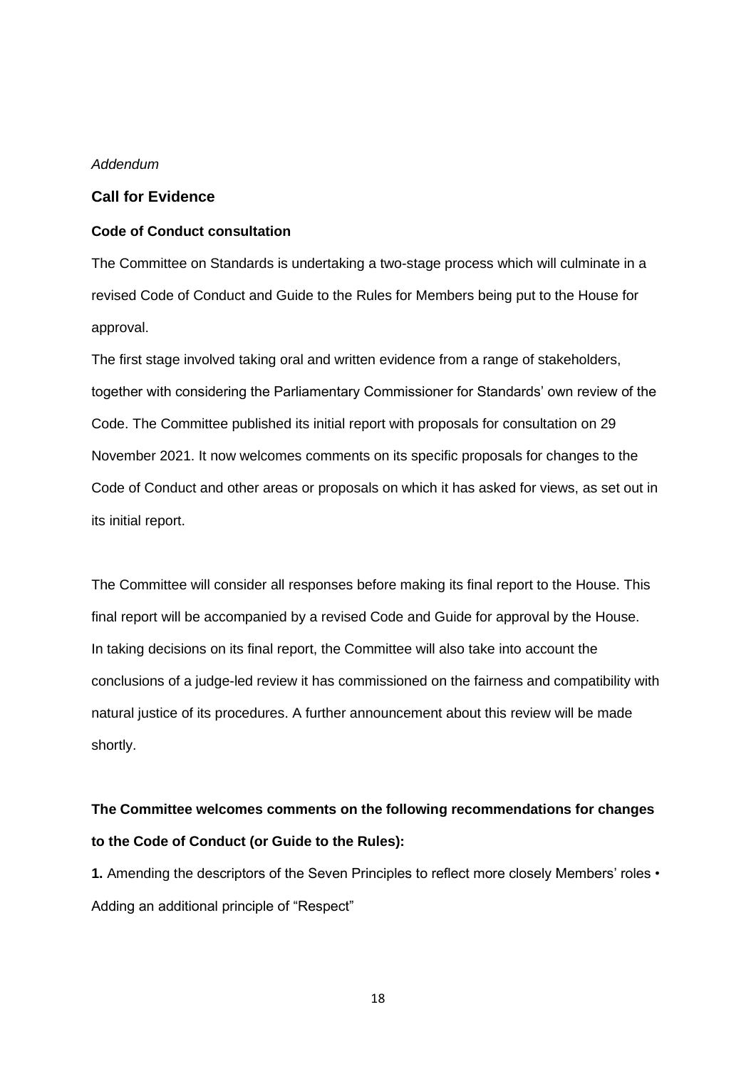*Addendum*

## Call for Evidence

### Code of Conduct consultation

The Committee on Standards is undertaking a two-stage process which will culminate in a revised Code of Conduct and Guide to the Rules for Members being put to the House for approval.

The first stage involved taking oral and written evidence from a range of stakeholders, together with considering the Parliamentary Commissioner for Standards' own review of the Code. The Committee published its initial report with proposals for consultation on 29 November 2021. It now welcomes comments on its specific proposals for changes to the Code of Conduct and other areas or proposals on which it has asked for views, as set out in its initial report.

The Committee will consider all responses before making its final report to the House. This final report will be accompanied by a revised Code and Guide for approval by the House. In taking decisions on its final report, the Committee will also take into account the conclusions of a judge-led review it has commissioned on the fairness and compatibility with natural justice of its procedures. A further announcement about this review will be made shortly.

**The Committee welcomes comments on the following recommendations for changes to the Code of Conduct (or Guide to the Rules):**

**1.** Amending the descriptors of the Seven Principles to reflect more closely Members' roles • Adding an additional principle of "Respect"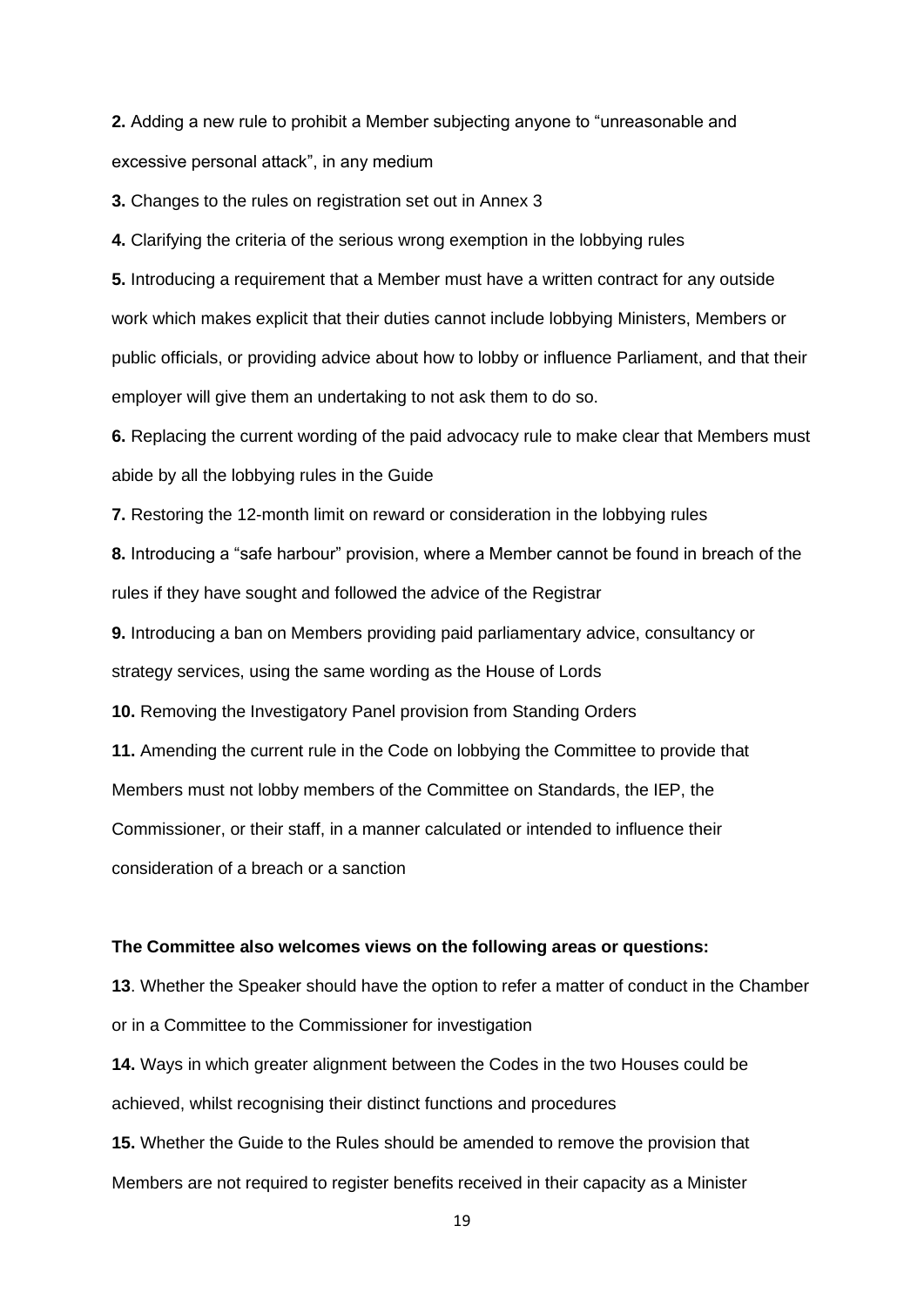**2.** Adding a new rule to prohibit a Member subjecting anyone to "unreasonable and excessive personal attack", in any medium

**3.** Changes to the rules on registration set out in Annex 3

**4.** Clarifying the criteria of the serious wrong exemption in the lobbying rules

**5.** Introducing a requirement that a Member must have a written contract for any outside work which makes explicit that their duties cannot include lobbying Ministers, Members or public officials, or providing advice about how to lobby or influence Parliament, and that their employer will give them an undertaking to not ask them to do so.

**6.** Replacing the current wording of the paid advocacy rule to make clear that Members must abide by all the lobbying rules in the Guide

**7.** Restoring the 12-month limit on reward or consideration in the lobbying rules

**8.** Introducing a "safe harbour" provision, where a Member cannot be found in breach of the rules if they have sought and followed the advice of the Registrar

**9.** Introducing a ban on Members providing paid parliamentary advice, consultancy or strategy services, using the same wording as the House of Lords

**10.** Removing the Investigatory Panel provision from Standing Orders

**11.** Amending the current rule in the Code on lobbying the Committee to provide that Members must not lobby members of the Committee on Standards, the IEP, the Commissioner, or their staff, in a manner calculated or intended to influence their consideration of a breach or a sanction

**The Committee also welcomes views on the following areas or questions:**

**13**. Whether the Speaker should have the option to refer a matter of conduct in the Chamber or in a Committee to the Commissioner for investigation

**14.** Ways in which greater alignment between the Codes in the two Houses could be achieved, whilst recognising their distinct functions and procedures

**15.** Whether the Guide to the Rules should be amended to remove the provision that Members are not required to register benefits received in their capacity as a Minister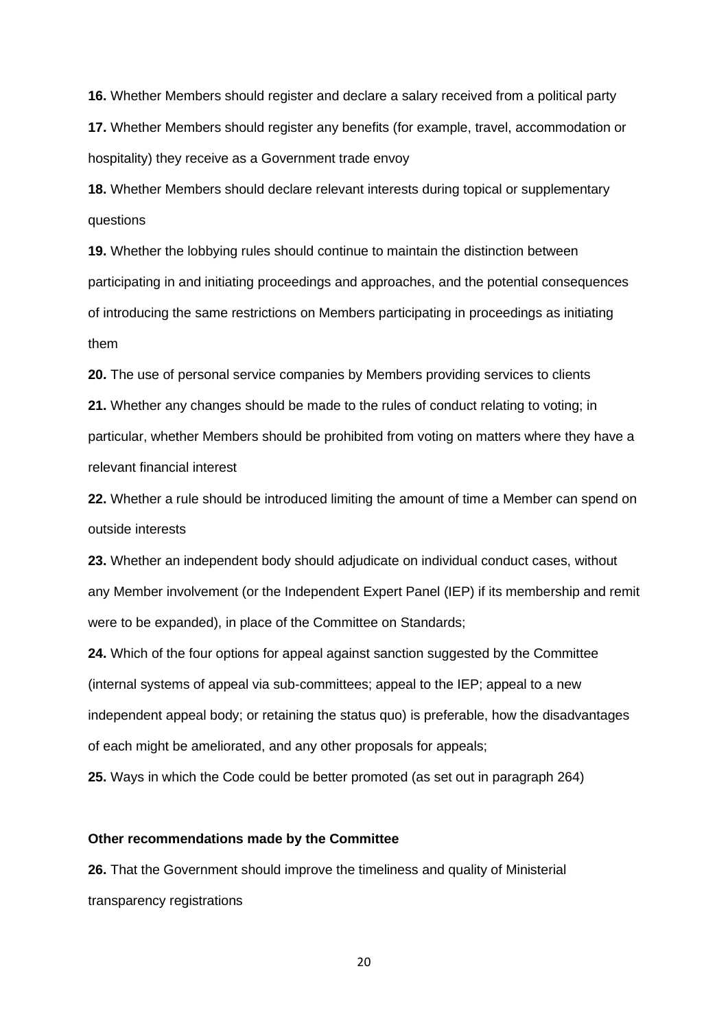**16.** Whether Members should register and declare a salary received from a political party

**17.** Whether Members should register any benefits (for example, travel, accommodation or hospitality) they receive as a Government trade envoy

**18.** Whether Members should declare relevant interests during topical or supplementary questions

**19.** Whether the lobbying rules should continue to maintain the distinction between participating in and initiating proceedings and approaches, and the potential consequences of introducing the same restrictions on Members participating in proceedings as initiating them

**20.** The use of personal service companies by Members providing services to clients

**21.** Whether any changes should be made to the rules of conduct relating to voting; in particular, whether Members should be prohibited from voting on matters where they have a relevant financial interest

**22.** Whether a rule should be introduced limiting the amount of time a Member can spend on outside interests

**23.** Whether an independent body should adjudicate on individual conduct cases, without any Member involvement (or the Independent Expert Panel (IEP) if its membership and remit were to be expanded), in place of the Committee on Standards;

**24.** Which of the four options for appeal against sanction suggested by the Committee (internal systems of appeal via sub-committees; appeal to the IEP; appeal to a new independent appeal body; or retaining the status quo) is preferable, how the disadvantages of each might be ameliorated, and any other proposals for appeals;

**25.** Ways in which the Code could be better promoted (as set out in paragraph 264)

**Other recommendations made by the Committee**

**26.** That the Government should improve the timeliness and quality of Ministerial transparency registrations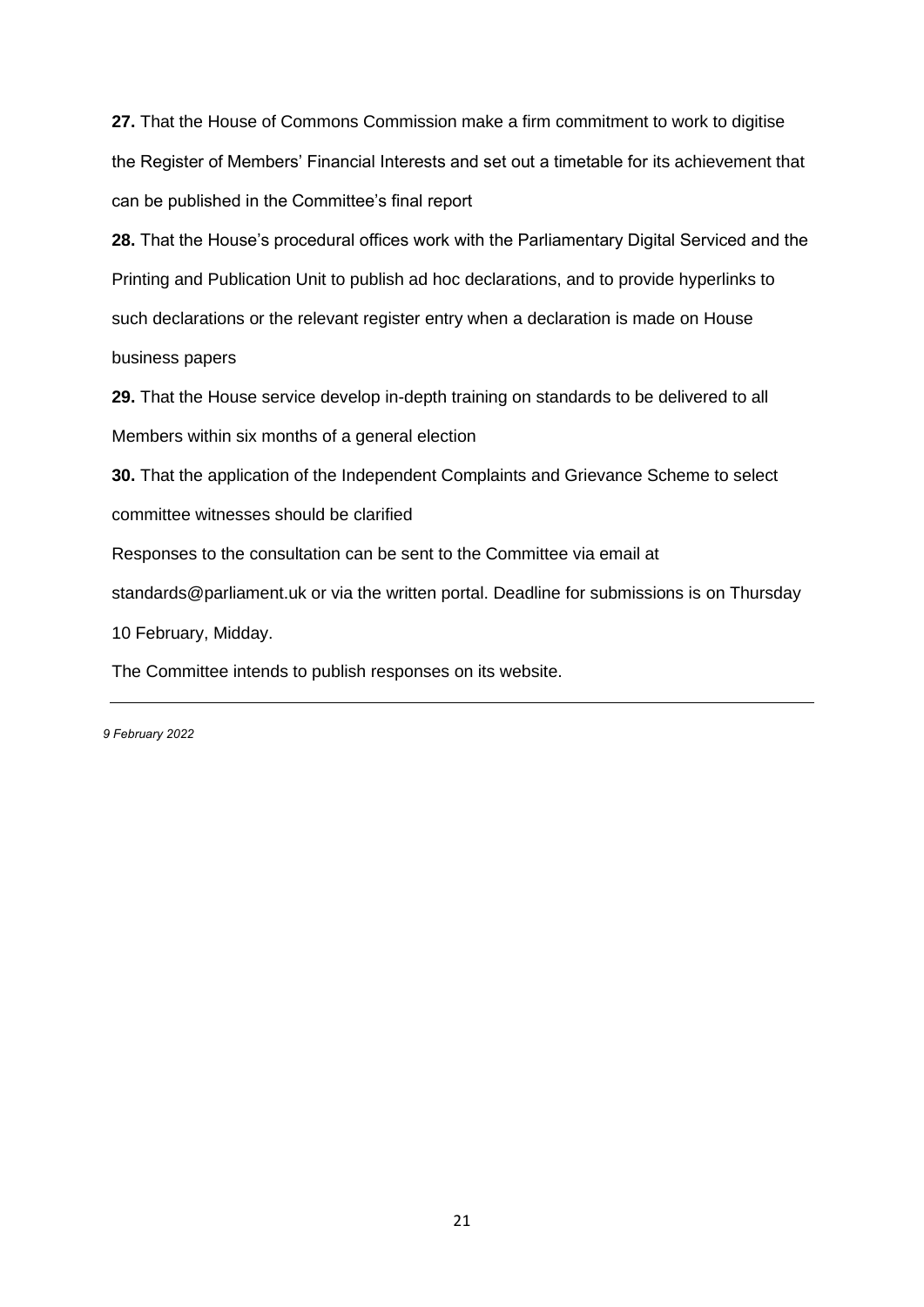**27.** That the House of Commons Commission make a firm commitment to work to digitise the Register of Members' Financial Interests and set out a timetable for its achievement that can be published in the Committee's final report

**28.** That the House's procedural offices work with the Parliamentary Digital Serviced and the Printing and Publication Unit to publish ad hoc declarations, and to provide hyperlinks to such declarations or the relevant register entry when a declaration is made on House business papers

**29.** That the House service develop in-depth training on standards to be delivered to all Members within six months of a general election

**30.** That the application of the Independent Complaints and Grievance Scheme to select committee witnesses should be clarified

Responses to the consultation can be sent to the Committee via email at standards@parliament.uk or via the written portal. Deadline for submissions is on Thursday 10 February, Midday.

The Committee intends to publish responses on its website.

---

*9 February 2022*